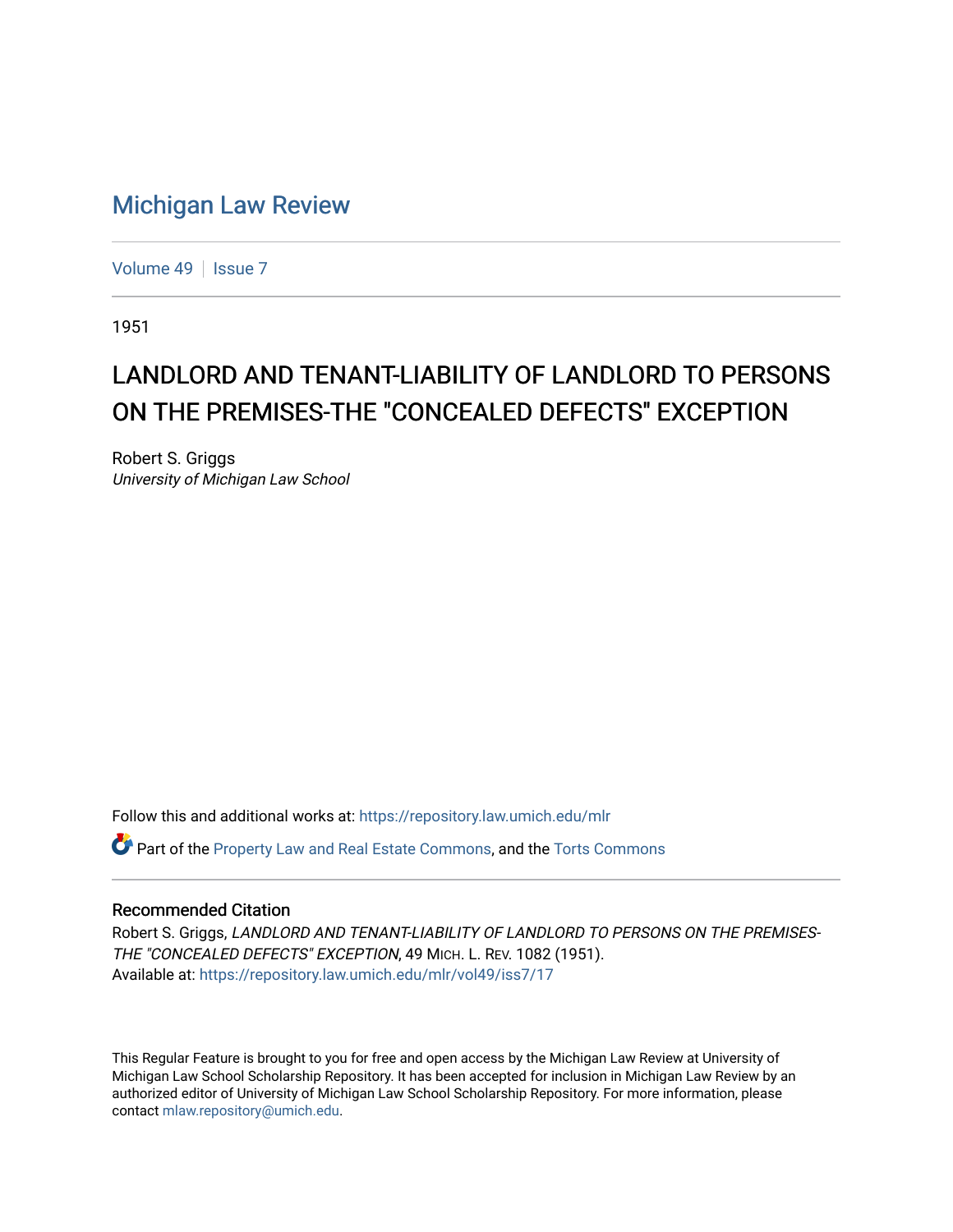# Michigan Law Review

Volume 49 | Issue 7

1951

## LANDLORD AND TENANT-LIABILITY OF LANDLORD TO PERSONS ON THE PREMISES-THE "CONCEALED DEFECTS" EXCEPTION

Robert S. Griggs
*University of Michigan Law School*

Follow this and additional works at: https://repository.law.umich.edu/mlr

Part of the Property Law and Real Estate Commons, and the Torts Commons

### Recommended Citation

Robert S. Griggs, *LANDLORD AND TENANT-LIABILITY OF LANDLORD TO PERSONS ON THE PREMISES-THE "CONCEALED DEFECTS" EXCEPTION*, 49 MICH. L. REV. 1082 (1951).
Available at: https://repository.law.umich.edu/mlr/vol49/iss7/17

This Regular Feature is brought to you for free and open access by the Michigan Law Review at University of Michigan Law School Scholarship Repository. It has been accepted for inclusion in Michigan Law Review by an authorized editor of University of Michigan Law School Scholarship Repository. For more information, please contact mlaw.repository@umich.edu.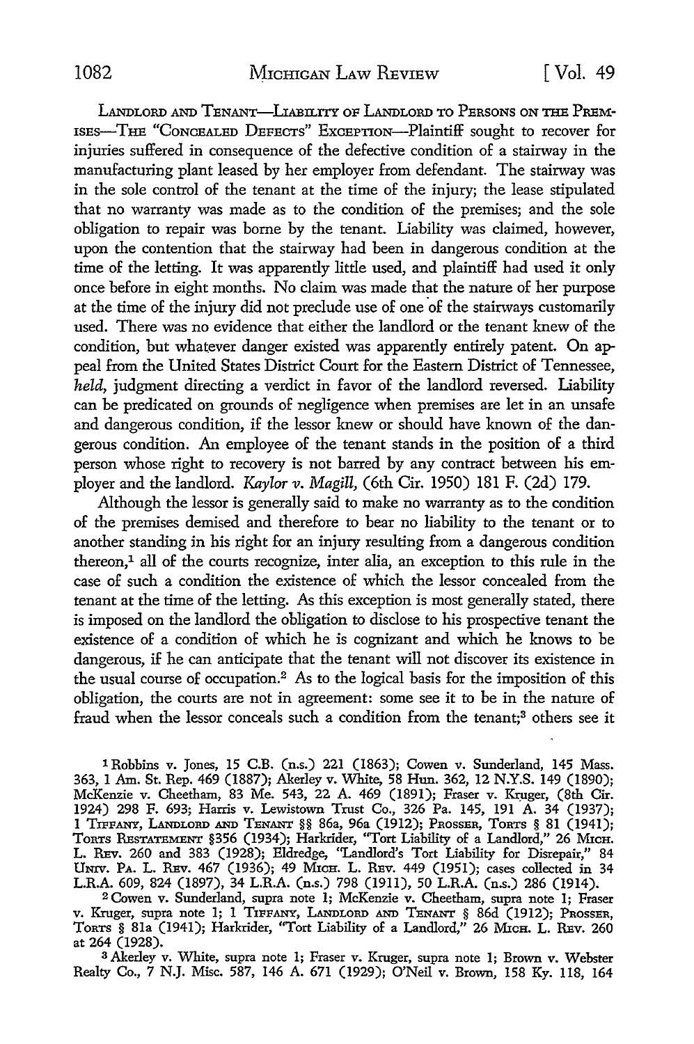LANDLORD AND TENANT—LIABILITY OF LANDLORD TO PERSONS ON THE PREMISES—THE "CONCEALED DEFECTS" EXCEPTION—Plaintiff sought to recover for injuries suffered in consequence of the defective condition of a stairway in the manufacturing plant leased by her employer from defendant. The stairway was in the sole control of the tenant at the time of the injury; the lease stipulated that no warranty was made as to the condition of the premises; and the sole obligation to repair was borne by the tenant. Liability was claimed, however, upon the contention that the stairway had been in dangerous condition at the time of the letting. It was apparently little used, and plaintiff had used it only once before in eight months. No claim was made that the nature of her purpose at the time of the injury did not preclude use of one of the stairways customarily used. There was no evidence that either the landlord or the tenant knew of the condition, but whatever danger existed was apparently entirely patent. On appeal from the United States District Court for the Eastern District of Tennessee, *held*, judgment directing a verdict in favor of the landlord reversed. Liability can be predicated on grounds of negligence when premises are let in an unsafe and dangerous condition, if the lessor knew or should have known of the dangerous condition. An employee of the tenant stands in the position of a third person whose right to recovery is not barred by any contract between his employer and the landlord. *Kaylor v. Magill*, (6th Cir. 1950) 181 F. (2d) 179.

Although the lessor is generally said to make no warranty as to the condition of the premises demised and therefore to bear no liability to the tenant or to another standing in his right for an injury resulting from a dangerous condition thereon,[1] all of the courts recognize, inter alia, an exception to this rule in the case of such a condition the existence of which the lessor concealed from the tenant at the time of the letting. As this exception is most generally stated, there is imposed on the landlord the obligation to disclose to his prospective tenant the existence of a condition of which he is cognizant and which he knows to be dangerous, if he can anticipate that the tenant will not discover its existence in the usual course of occupation.[2] As to the logical basis for the imposition of this obligation, the courts are not in agreement: some see it to be in the nature of fraud when the lessor conceals such a condition from the tenant;[3] others see it

---

[1] Robbins v. Jones, 15 C.B. (n.s.) 221 (1863); Cowen v. Sunderland, 145 Mass. 363, 1 Am. St. Rep. 469 (1887); Akerley v. White, 58 Hun. 362, 12 N.Y.S. 149 (1890); McKenzie v. Cheetham, 83 Me. 543, 22 A. 469 (1891); Fraser v. Kruger, (8th Cir. 1924) 298 F. 693; Harris v. Lewistown Trust Co., 326 Pa. 145, 191 A. 34 (1937); 1 TIFFANY, LANDLORD AND TENANT §§ 86a, 96a (1912); PROSSER, TORTS § 81 (1941); TORTS RESTATEMENT §356 (1934); Harkrider, "Tort Liability of a Landlord," 26 MICH. L. REV. 260 and 383 (1928); Eldredge, "Landlord's Tort Liability for Disrepair," 84 UNIV. PA. L. REV. 467 (1936); 49 MICH. L. REV. 449 (1951); cases collected in 34 L.R.A. 609, 824 (1897), 34 L.R.A. (n.s.) 798 (1911), 50 L.R.A. (n.s.) 286 (1914).

[2] Cowen v. Sunderland, supra note 1; McKenzie v. Cheetham, supra note 1; Fraser v. Kruger, supra note 1; 1 TIFFANY, LANDLORD AND TENANT § 86d (1912); PROSSER, TORTS § 81a (1941); Harkrider, "Tort Liability of a Landlord," 26 MICH. L. REV. 260 at 264 (1928).

[3] Akerley v. White, supra note 1; Fraser v. Kruger, supra note 1; Brown v. Webster Realty Co., 7 N.J. Misc. 587, 146 A. 671 (1929); O'Neil v. Brown, 158 Ky. 118, 164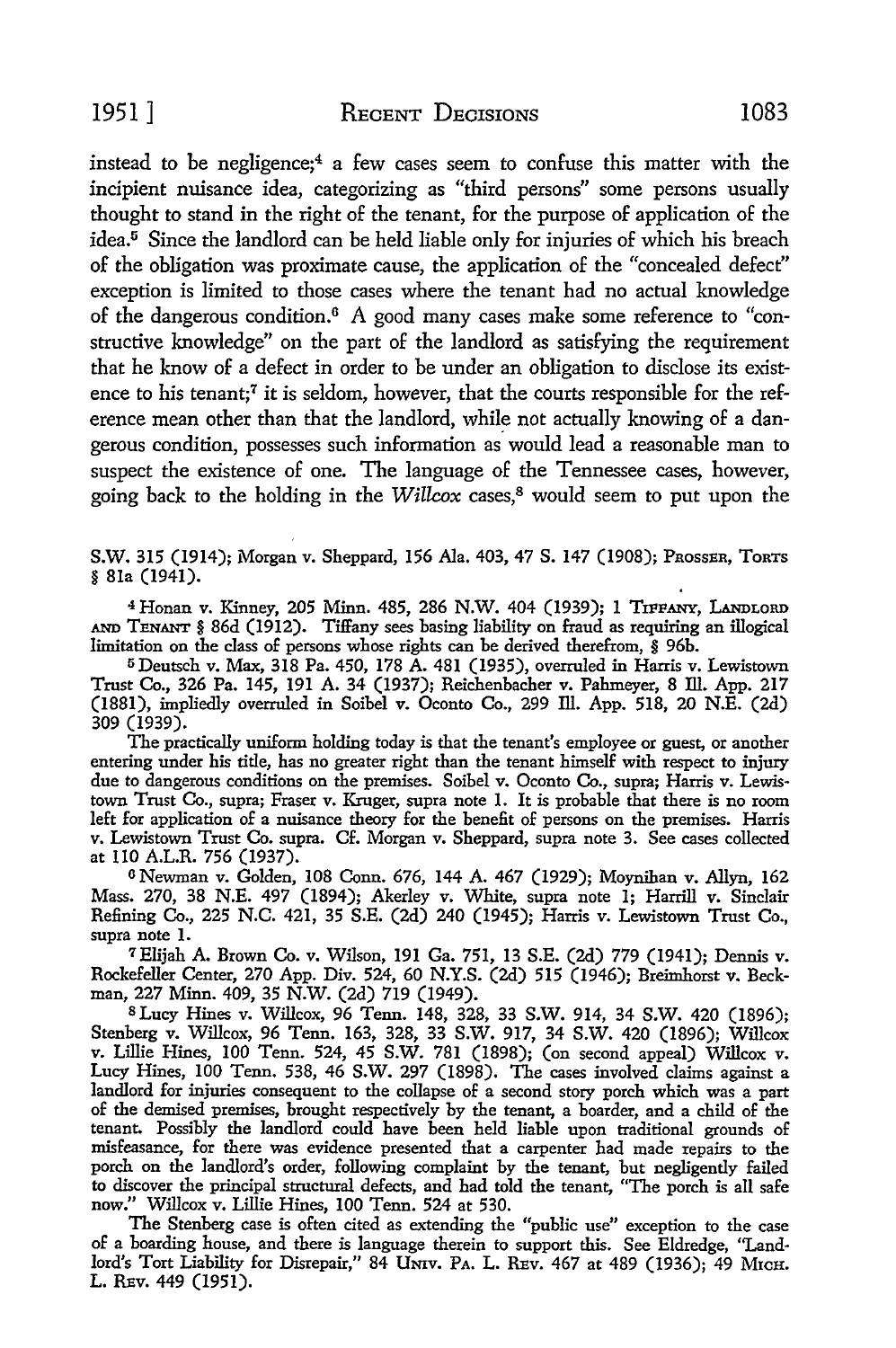instead to be negligence;[4] a few cases seem to confuse this matter with the incipient nuisance idea, categorizing as "third persons" some persons usually thought to stand in the right of the tenant, for the purpose of application of the idea.[5] Since the landlord can be held liable only for injuries of which his breach of the obligation was proximate cause, the application of the "concealed defect" exception is limited to those cases where the tenant had no actual knowledge of the dangerous condition.[6] A good many cases make some reference to "constructive knowledge" on the part of the landlord as satisfying the requirement that he know of a defect in order to be under an obligation to disclose its existence to his tenant;[7] it is seldom, however, that the courts responsible for the reference mean other than that the landlord, while not actually knowing of a dangerous condition, possesses such information as would lead a reasonable man to suspect the existence of one. The language of the Tennessee cases, however, going back to the holding in the *Willcox* cases,[8] would seem to put upon the

---

S.W. 315 (1914); Morgan v. Sheppard, 156 Ala. 403, 47 S. 147 (1908); PROSSER, TORTS § 81a (1941).

[4] Honan v. Kinney, 205 Minn. 485, 286 N.W. 404 (1939); 1 TIFFANY, LANDLORD AND TENANT § 86d (1912). Tiffany sees basing liability on fraud as requiring an illogical limitation on the class of persons whose rights can be derived therefrom, § 96b.

[5] Deutsch v. Max, 318 Pa. 450, 178 A. 481 (1935), overruled in Harris v. Lewistown Trust Co., 326 Pa. 145, 191 A. 34 (1937); Reichenbacher v. Pahmeyer, 8 Ill. App. 217 (1881), impliedly overruled in Soibel v. Oconto Co., 299 Ill. App. 518, 20 N.E. (2d) 309 (1939).

The practically uniform holding today is that the tenant's employee or guest, or another entering under his title, has no greater right than the tenant himself with respect to injury due to dangerous conditions on the premises. Soibel v. Oconto Co., supra; Harris v. Lewistown Trust Co., supra; Fraser v. Kruger, supra note 1. It is probable that there is no room left for application of a nuisance theory for the benefit of persons on the premises. Harris v. Lewistown Trust Co. supra. Cf. Morgan v. Sheppard, supra note 3. See cases collected at 110 A.L.R. 756 (1937).

[6] Newman v. Golden, 108 Conn. 676, 144 A. 467 (1929); Moynihan v. Allyn, 162 Mass. 270, 38 N.E. 497 (1894); Akerley v. White, supra note 1; Harrill v. Sinclair Refining Co., 225 N.C. 421, 35 S.E. (2d) 240 (1945); Harris v. Lewistown Trust Co., supra note 1.

[7] Elijah A. Brown Co. v. Wilson, 191 Ga. 751, 13 S.E. (2d) 779 (1941); Dennis v. Rockefeller Center, 270 App. Div. 524, 60 N.Y.S. (2d) 515 (1946); Breimhorst v. Beckman, 227 Minn. 409, 35 N.W. (2d) 719 (1949).

[8] Lucy Hines v. Willcox, 96 Tenn. 148, 328, 33 S.W. 914, 34 S.W. 420 (1896); Stenberg v. Willcox, 96 Tenn. 163, 328, 33 S.W. 917, 34 S.W. 420 (1896); Willcox v. Lillie Hines, 100 Tenn. 524, 45 S.W. 781 (1898); (on second appeal) Willcox v. Lucy Hines, 100 Tenn. 538, 46 S.W. 297 (1898). The cases involved claims against a landlord for injuries consequent to the collapse of a second story porch which was a part of the demised premises, brought respectively by the tenant, a boarder, and a child of the tenant. Possibly the landlord could have been held liable upon traditional grounds of misfeasance, for there was evidence presented that a carpenter had made repairs to the porch on the landlord's order, following complaint by the tenant, but negligently failed to discover the principal structural defects, and had told the tenant, "The porch is all safe now." Willcox v. Lillie Hines, 100 Tenn. 524 at 530.

The Stenberg case is often cited as extending the "public use" exception to the case of a boarding house, and there is language therein to support this. See Eldredge, "Landlord's Tort Liability for Disrepair," 84 UNIV. PA. L. REV. 467 at 489 (1936); 49 MICH. L. REV. 449 (1951).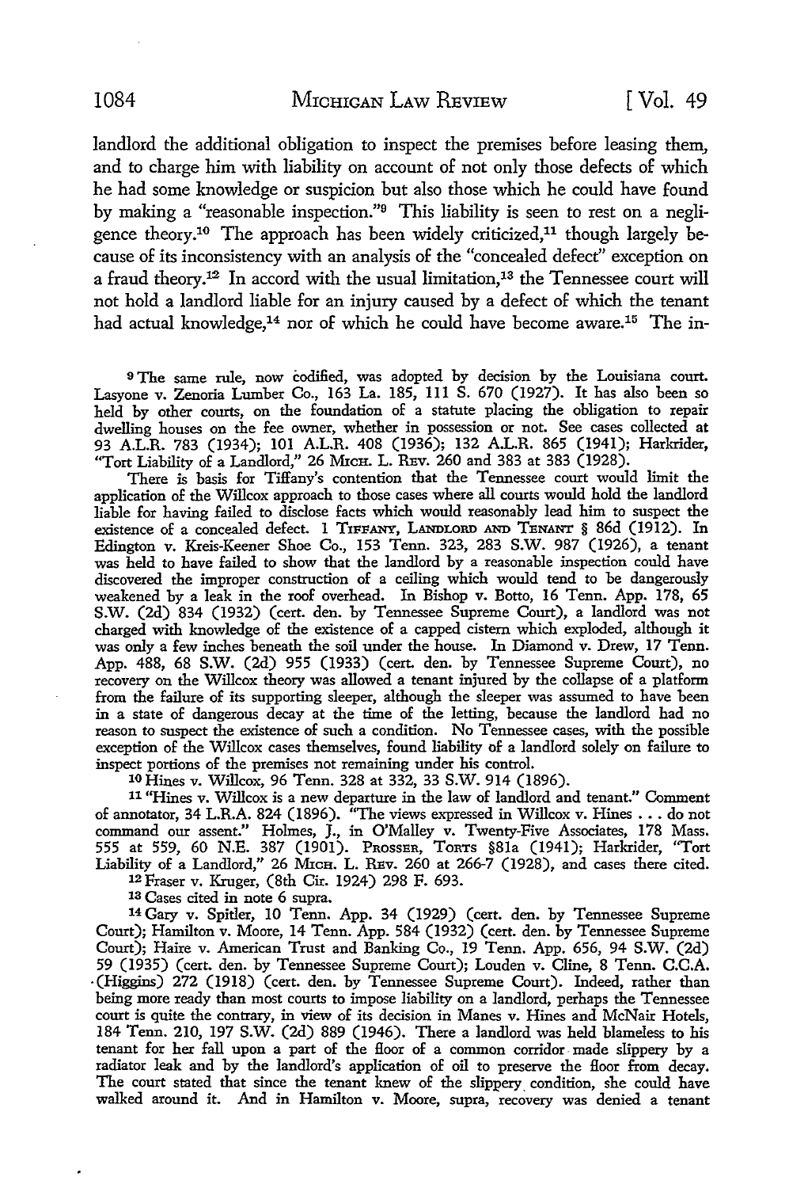landlord the additional obligation to inspect the premises before leasing them, and to charge him with liability on account of not only those defects of which he had some knowledge or suspicion but also those which he could have found by making a "reasonable inspection."[9] This liability is seen to rest on a negligence theory.[10] The approach has been widely criticized,[11] though largely because of its inconsistency with an analysis of the "concealed defect" exception on a fraud theory.[12] In accord with the usual limitation,[13] the Tennessee court will not hold a landlord liable for an injury caused by a defect of which the tenant had actual knowledge,[14] nor of which he could have become aware.[15] The in-

---

[9] The same rule, now codified, was adopted by decision by the Louisiana court. Lasyone v. Zenoria Lumber Co., 163 La. 185, 111 S. 670 (1927). It has also been so held by other courts, on the foundation of a statute placing the obligation to repair dwelling houses on the fee owner, whether in possession or not. See cases collected at 93 A.L.R. 783 (1934); 101 A.L.R. 408 (1936); 132 A.L.R. 865 (1941); Harkrider, "Tort Liability of a Landlord," 26 MICH. L. REV. 260 and 383 at 383 (1928).

There is basis for Tiffany's contention that the Tennessee court would limit the application of the Willcox approach to those cases where all courts would hold the landlord liable for having failed to disclose facts which would reasonably lead him to suspect the existence of a concealed defect. 1 TIFFANY, LANDLORD AND TENANT § 86d (1912). In Edington v. Kreis-Keener Shoe Co., 153 Tenn. 323, 283 S.W. 987 (1926), a tenant was held to have failed to show that the landlord by a reasonable inspection could have discovered the improper construction of a ceiling which would tend to be dangerously weakened by a leak in the roof overhead. In Bishop v. Botto, 16 Tenn. App. 178, 65 S.W. (2d) 834 (1932) (cert. den. by Tennessee Supreme Court), a landlord was not charged with knowledge of the existence of a capped cistern which exploded, although it was only a few inches beneath the soil under the house. In Diamond v. Drew, 17 Tenn. App. 488, 68 S.W. (2d) 955 (1933) (cert. den. by Tennessee Supreme Court), no recovery on the Willcox theory was allowed a tenant injured by the collapse of a platform from the failure of its supporting sleeper, although the sleeper was assumed to have been in a state of dangerous decay at the time of the letting, because the landlord had no reason to suspect the existence of such a condition. No Tennessee cases, with the possible exception of the Willcox cases themselves, found liability of a landlord solely on failure to inspect portions of the premises not remaining under his control.

[10] Hines v. Willcox, 96 Tenn. 328 at 332, 33 S.W. 914 (1896).

[11] "Hines v. Willcox is a new departure in the law of landlord and tenant." Comment of annotator, 34 L.R.A. 824 (1896). "The views expressed in Willcox v. Hines . . . do not command our assent." Holmes, J., in O'Malley v. Twenty-Five Associates, 178 Mass. 555 at 559, 60 N.E. 387 (1901). PROSSER, TORTS §81a (1941); Harkrider, "Tort Liability of a Landlord," 26 MICH. L. REV. 260 at 266-7 (1928), and cases there cited.

[12] Fraser v. Kruger, (8th Cir. 1924) 298 F. 693.

[13] Cases cited in note 6 supra.

[14] Gary v. Spitler, 10 Tenn. App. 34 (1929) (cert. den. by Tennessee Supreme Court); Hamilton v. Moore, 14 Tenn. App. 584 (1932) (cert. den. by Tennessee Supreme Court); Haire v. American Trust and Banking Co., 19 Tenn. App. 656, 94 S.W. (2d) 59 (1935) (cert. den. by Tennessee Supreme Court); Louden v. Cline, 8 Tenn. C.C.A. (Higgins) 272 (1918) (cert. den. by Tennessee Supreme Court). Indeed, rather than being more ready than most courts to impose liability on a landlord, perhaps the Tennessee court is quite the contrary, in view of its decision in Manes v. Hines and McNair Hotels, 184 Tenn. 210, 197 S.W. (2d) 889 (1946). There a landlord was held blameless to his tenant for her fall upon a part of the floor of a common corridor made slippery by a radiator leak and by the landlord's application of oil to preserve the floor from decay. The court stated that since the tenant knew of the slippery condition, she could have walked around it. And in Hamilton v. Moore, supra, recovery was denied a tenant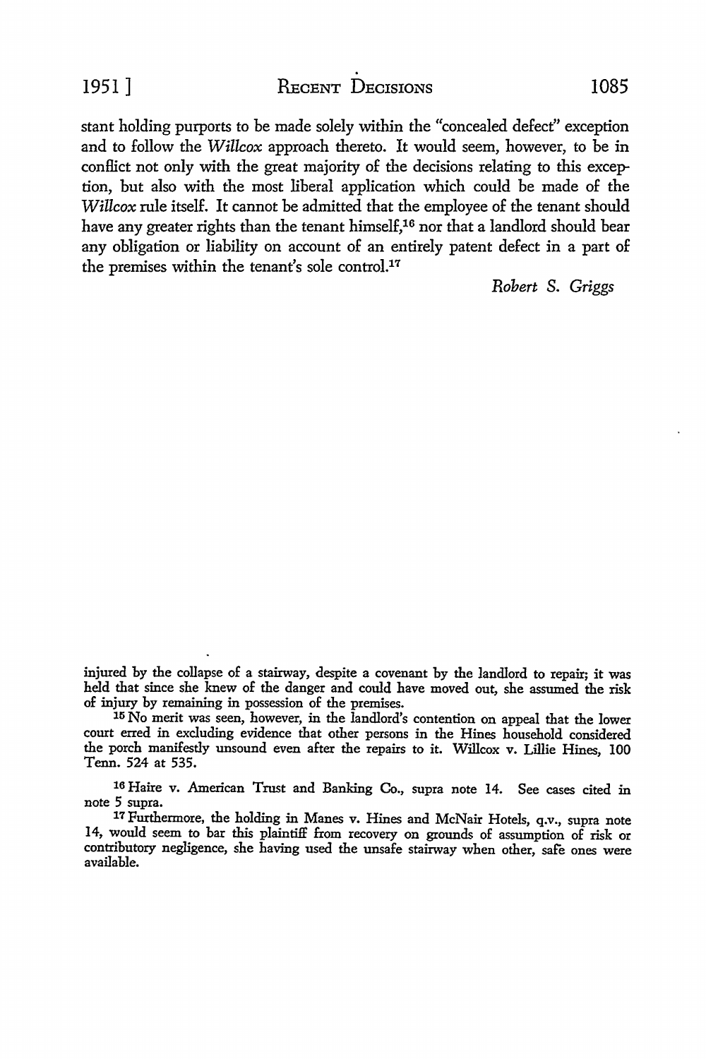stant holding purports to be made solely within the "concealed defect" exception and to follow the *Willcox* approach thereto. It would seem, however, to be in conflict not only with the great majority of the decisions relating to this exception, but also with the most liberal application which could be made of the *Willcox* rule itself. It cannot be admitted that the employee of the tenant should have any greater rights than the tenant himself,[16] nor that a landlord should bear any obligation or liability on account of an entirely patent defect in a part of the premises within the tenant's sole control.[17]

*Robert S. Griggs*

---

injured by the collapse of a stairway, despite a covenant by the landlord to repair; it was held that since she knew of the danger and could have moved out, she assumed the risk of injury by remaining in possession of the premises.

[15] No merit was seen, however, in the landlord's contention on appeal that the lower court erred in excluding evidence that other persons in the Hines household considered the porch manifestly unsound even after the repairs to it. Willcox v. Lillie Hines, 100 Tenn. 524 at 535.

[16] Haire v. American Trust and Banking Co., supra note 14. See cases cited in note 5 supra.

[17] Furthermore, the holding in Manes v. Hines and McNair Hotels, q.v., supra note 14, would seem to bar this plaintiff from recovery on grounds of assumption of risk or contributory negligence, she having used the unsafe stairway when other, safe ones were available.